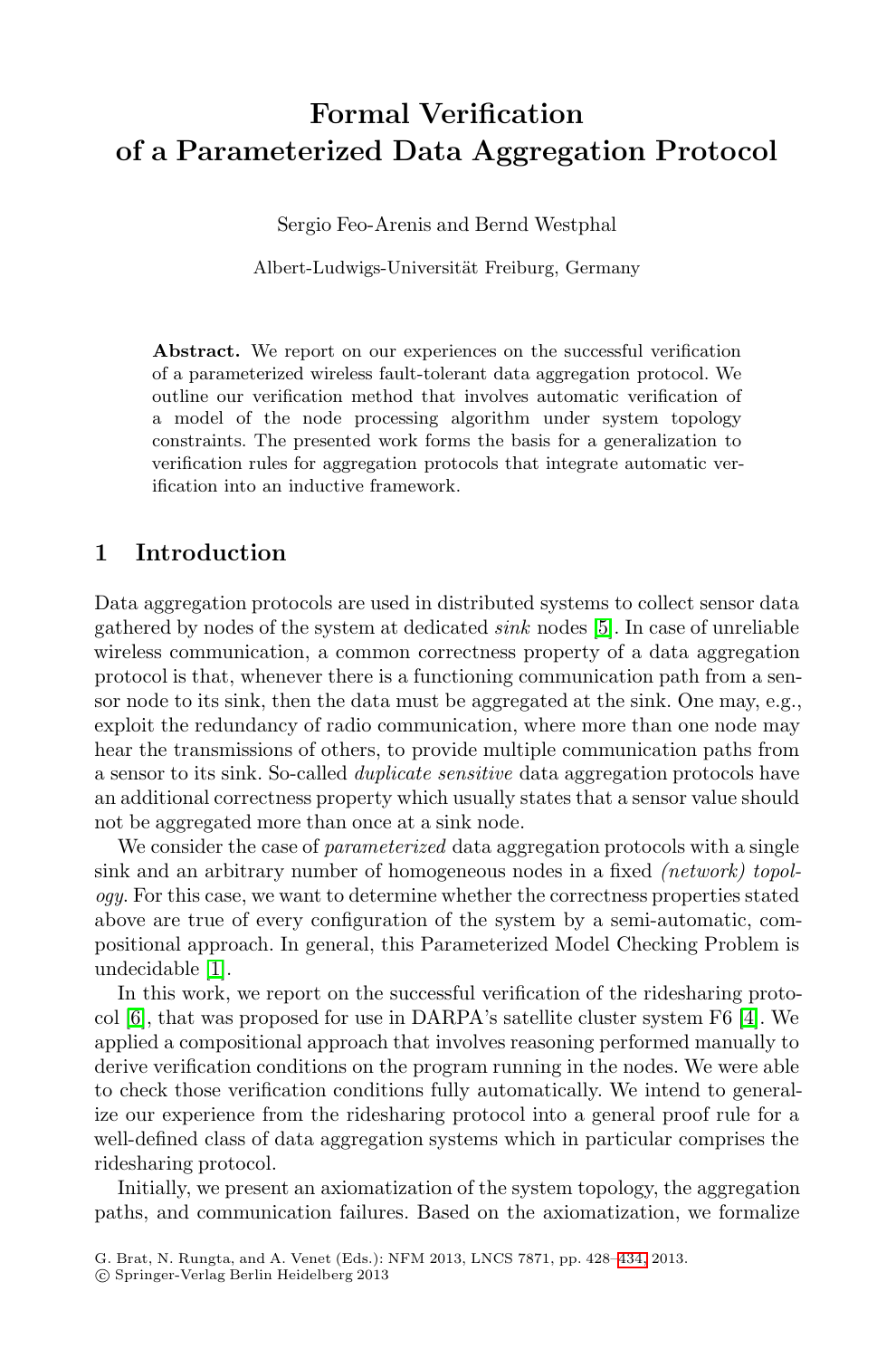# Formal Verification of a Parameterized Data Aggregation Protocol

Sergio Feo-Arenis and Bernd Westphal

Albert-Ludwigs-Universität Freiburg, Germany

**Abstract.** We report on our experiences on the successful verification of a parameterized wireless fault-tolerant data aggregation protocol. We outline our verification method that involves automatic verification of a model of the node processing algorithm under system topology constraints. The presented work forms the basis for a generalization to verification rules for aggregation protocols that integrate automatic verification into an inductive framework.

## 1 Introduction

Data aggregation protocols are used in distributed systems to collect sensor data gathered by nodes of the system at dedicated *sink* nodes [5]. In case of unreliable wireless communication, a common correctness property of a data aggregation protocol is that, whenever there is a functioning communication path from a sensor node to its sink, then the data must be aggregated at the sink. One may, e.g., exploit the redundancy of radio communication, where more than one node may hear the transmissions of others, to provide multiple communication paths from a sensor to its sink. So-called *duplicate sensitive* data aggregation protocols have an additional correctness property which usually states that a sensor value should not be aggregated more than once at a sink node.

We consider the case of *parameterized* data aggregation protocols with a single sink and an arbitrary number of homogeneous nodes in a fixed *(network) topology*. For this case, we want to determine whether the correctness properties stated above are true of every configuration of the system by a semi-automatic, compositional approach. In general, this Parameterized Model Checking Problem is undecidable [1].

In this work, we report on the successful verification of the ridesharing protocol [6], that was proposed for use in DARPA's satellite cluster system F6 [4]. We applied a compositional approach that involves reasoning performed manually to derive verification conditions on the program running in the nodes. We were able to check those verification conditions fully automatically. We intend to generalize our experience from the ridesharing protocol into a general proof rule for a well-defined class of data aggregation systems which in particular comprises the ridesharing protocol.

Initially, we present an axiomatization of the system topology, the aggregation paths, and communication failures. Based on the axiomatization, we formalize

G. Brat, N. Rungta, and A. Venet (Eds.): NFM 2013, LNCS 7871, pp. 428–434, 2013.
© Springer-Verlag Berlin Heidelberg 2013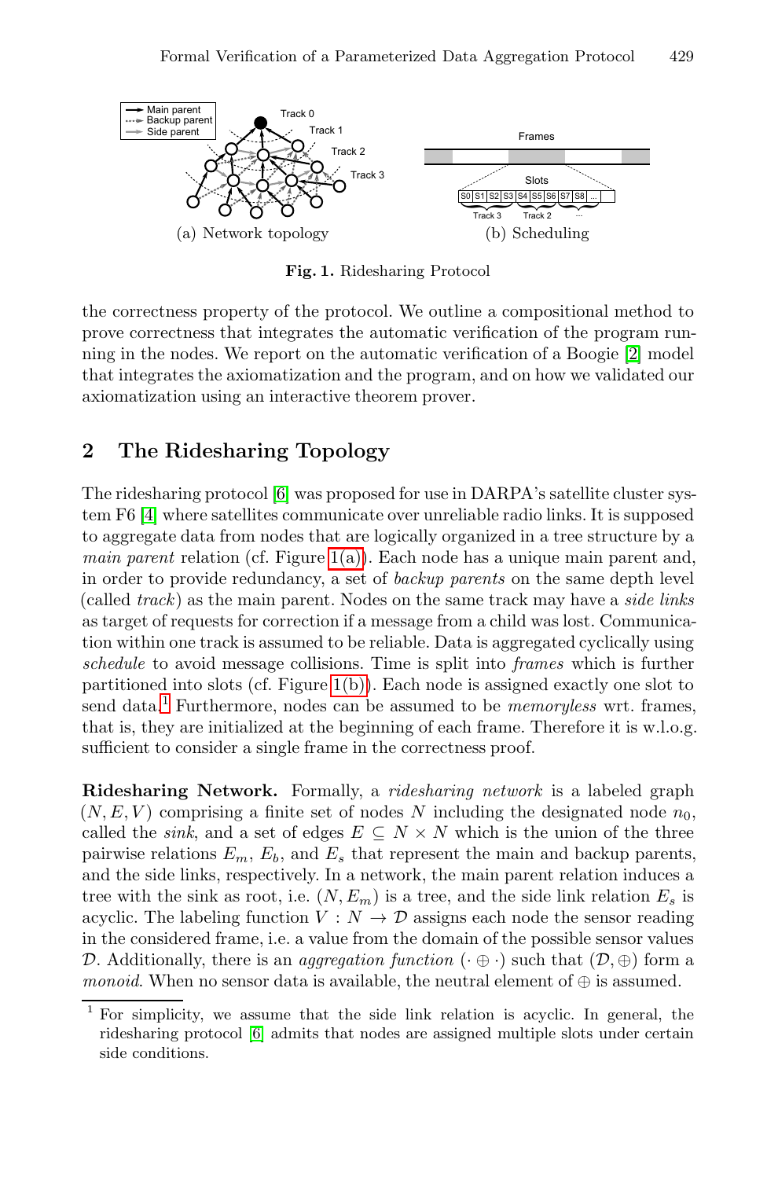(a) Network topology (b) Scheduling

**Fig. 1.** Ridesharing Protocol

the correctness property of the protocol. We outline a compositional method to prove correctness that integrates the automatic verification of the program running in the nodes. We report on the automatic verification of a Boogie [2] model that integrates the axiomatization and the program, and on how we validated our axiomatization using an interactive theorem prover.

## 2 The Ridesharing Topology

The ridesharing protocol [6] was proposed for use in DARPA's satellite cluster system F6 [4] where satellites communicate over unreliable radio links. It is supposed to aggregate data from nodes that are logically organized in a tree structure by a *main parent* relation (cf. Figure 1(a)). Each node has a unique main parent and, in order to provide redundancy, a set of *backup parents* on the same depth level (called *track*) as the main parent. Nodes on the same track may have a *side links* as target of requests for correction if a message from a child was lost. Communication within one track is assumed to be reliable. Data is aggregated cyclically using *schedule* to avoid message collisions. Time is split into *frames* which is further partitioned into slots (cf. Figure 1(b)). Each node is assigned exactly one slot to send data.[1] Furthermore, nodes can be assumed to be *memoryless* wrt. frames, that is, they are initialized at the beginning of each frame. Therefore it is w.l.o.g. sufficient to consider a single frame in the correctness proof.

**Ridesharing Network.** Formally, a *ridesharing network* is a labeled graph $(N, E, V)$ comprising a finite set of nodes $N$ including the designated node $n_0$, called the *sink*, and a set of edges $E \subseteq N \times N$ which is the union of the three pairwise relations $E_m$, $E_b$, and $E_s$ that represent the main and backup parents, and the side links, respectively. In a network, the main parent relation induces a tree with the sink as root, i.e. $(N, E_m)$ is a tree, and the side link relation $E_s$ is acyclic. The labeling function $V : N \to \mathcal{D}$ assigns each node the sensor reading in the considered frame, i.e. a value from the domain of the possible sensor values $\mathcal{D}$. Additionally, there is an *aggregation function* $(\cdot \oplus \cdot)$ such that $(\mathcal{D}, \oplus)$ form a *monoid*. When no sensor data is available, the neutral element of $\oplus$ is assumed.

[1] For simplicity, we assume that the side link relation is acyclic. In general, the ridesharing protocol [6] admits that nodes are assigned multiple slots under certain side conditions.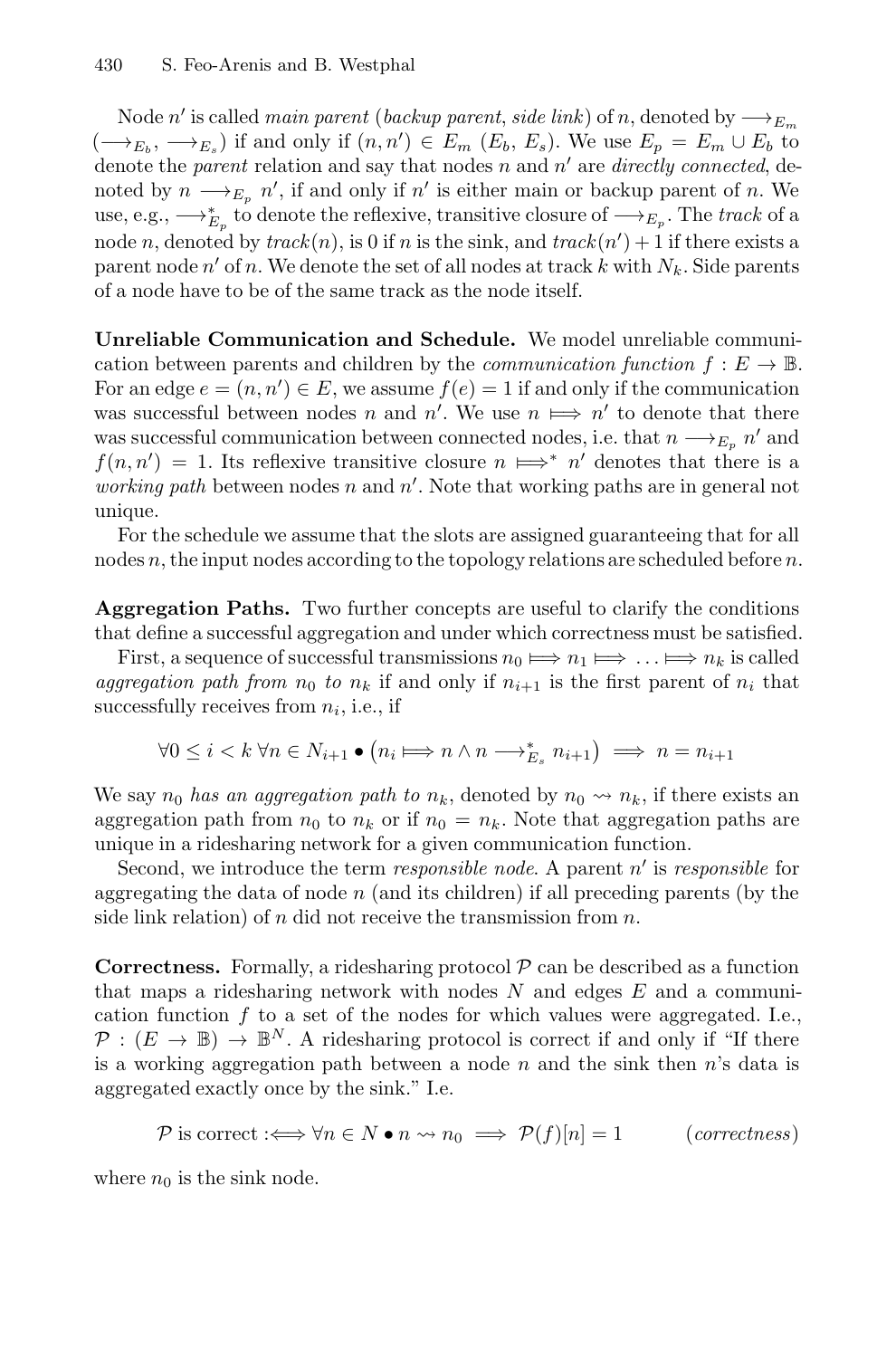Node $n'$ is called *main parent* (*backup parent*, *side link*) of $n$, denoted by $\longrightarrow_{E_m}$ ($\longrightarrow_{E_b}$, $\longrightarrow_{E_s}$) if and only if $(n, n') \in E_m$ ($E_b$, $E_s$). We use $E_p = E_m \cup E_b$ to denote the *parent* relation and say that nodes $n$ and $n'$ are *directly connected*, denoted by $n \longrightarrow_{E_p} n'$, if and only if $n'$ is either main or backup parent of $n$. We use, e.g., $\longrightarrow^*_{E_p}$ to denote the reflexive, transitive closure of $\longrightarrow_{E_p}$. The *track* of a node $n$, denoted by *track*$(n)$, is 0 if $n$ is the sink, and *track*$(n') + 1$ if there exists a parent node $n'$ of $n$. We denote the set of all nodes at track $k$ with $N_k$. Side parents of a node have to be of the same track as the node itself.

**Unreliable Communication and Schedule.** We model unreliable communication between parents and children by the *communication function* $f : E \to \mathbb{B}$. For an edge $e = (n, n') \in E$, we assume $f(e) = 1$ if and only if the communication was successful between nodes $n$ and $n'$. We use $n \Longmapsto n'$ to denote that there was successful communication between connected nodes, i.e. that $n \longrightarrow_{E_p} n'$ and $f(n, n') = 1$. Its reflexive transitive closure $n \Longmapsto^* n'$ denotes that there is a *working path* between nodes $n$ and $n'$. Note that working paths are in general not unique.

For the schedule we assume that the slots are assigned guaranteeing that for all nodes $n$, the input nodes according to the topology relations are scheduled before $n$.

**Aggregation Paths.** Two further concepts are useful to clarify the conditions that define a successful aggregation and under which correctness must be satisfied.

First, a sequence of successful transmissions $n_0 \Longmapsto n_1 \Longmapsto \ldots \Longmapsto n_k$ is called *aggregation path from* $n_0$ *to* $n_k$ if and only if $n_{i+1}$ is the first parent of $n_i$ that successfully receives from $n_i$, i.e., if

$$\forall 0 \leq i < k \; \forall n \in N_{i+1} \bullet \left(n_i \Longmapsto n \land n \longrightarrow^*_{E_s} n_{i+1}\right) \implies n = n_{i+1}$$

We say $n_0$ *has an aggregation path to* $n_k$, denoted by $n_0 \rightsquigarrow n_k$, if there exists an aggregation path from $n_0$ to $n_k$ or if $n_0 = n_k$. Note that aggregation paths are unique in a ridesharing network for a given communication function.

Second, we introduce the term *responsible node*. A parent $n'$ is *responsible* for aggregating the data of node $n$ (and its children) if all preceding parents (by the side link relation) of $n$ did not receive the transmission from $n$.

**Correctness.** Formally, a ridesharing protocol $\mathcal{P}$ can be described as a function that maps a ridesharing network with nodes $N$ and edges $E$ and a communication function $f$ to a set of the nodes for which values were aggregated. I.e., $\mathcal{P} : (E \to \mathbb{B}) \to \mathbb{B}^N$. A ridesharing protocol is correct if and only if "If there is a working aggregation path between a node $n$ and the sink then $n$'s data is aggregated exactly once by the sink." I.e.

$$\mathcal{P} \text{ is correct} :\iff \forall n \in N \bullet n \rightsquigarrow n_0 \implies \mathcal{P}(f)[n] = 1 \qquad (\textit{correctness})$$

where $n_0$ is the sink node.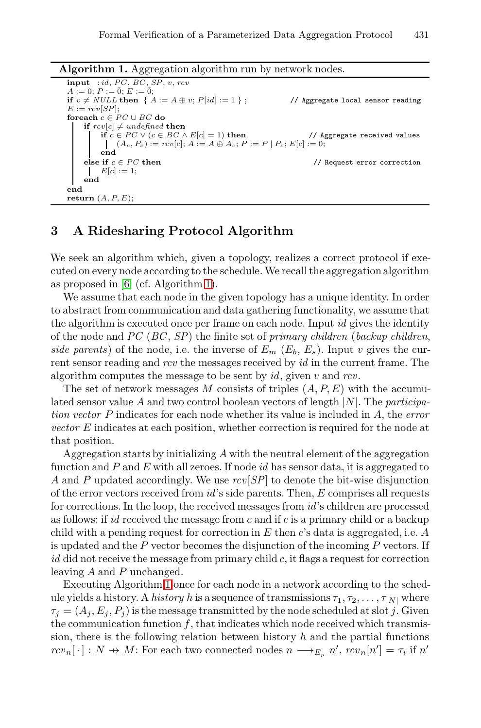**Algorithm 1.** Aggregation algorithm run by network nodes.

```
input   : id, PC, BC, SP, v, rcv
A := 0; P := 0̄; E := 0̄;
if v ≠ NULL then { A := A ⊕ v; P[id] := 1 } ;          // Aggregate local sensor reading
E := rcv[SP];
foreach c ∈ PC ∪ BC do
    if rcv[c] ≠ undefined then
        if c ∈ PC ∨ (c ∈ BC ∧ E[c] = 1) then             // Aggregate received values
            (A_c, P_c) := rcv[c]; A := A ⊕ A_c; P := P | P_c; E[c] := 0;
        end
    else if c ∈ PC then                                  // Request error correction
        E[c] := 1;
    end
end
return (A, P, E);
```

## 3 A Ridesharing Protocol Algorithm

We seek an algorithm which, given a topology, realizes a correct protocol if executed on every node according to the schedule. We recall the aggregation algorithm as proposed in [6] (cf. Algorithm 1).

We assume that each node in the given topology has a unique identity. In order to abstract from communication and data gathering functionality, we assume that the algorithm is executed once per frame on each node. Input $id$ gives the identity of the node and $PC$ ($BC$, $SP$) the finite set of *primary children* (*backup children*, *side parents*) of the node, i.e. the inverse of $E_m$ ($E_b$, $E_s$). Input $v$ gives the current sensor reading and $rcv$ the messages received by $id$ in the current frame. The algorithm computes the message to be sent by $id$, given $v$ and $rcv$.

The set of network messages $M$ consists of triples $(A, P, E)$ with the accumulated sensor value $A$ and two control boolean vectors of length $|N|$. The *participation vector* $P$ indicates for each node whether its value is included in $A$, the *error vector* $E$ indicates at each position, whether correction is required for the node at that position.

Aggregation starts by initializing $A$ with the neutral element of the aggregation function and $P$ and $E$ with all zeroes. If node $id$ has sensor data, it is aggregated to $A$ and $P$ updated accordingly. We use $rcv[SP]$ to denote the bit-wise disjunction of the error vectors received from $id$'s side parents. Then, $E$ comprises all requests for corrections. In the loop, the received messages from $id$'s children are processed as follows: if $id$ received the message from $c$ and if $c$ is a primary child or a backup child with a pending request for correction in $E$ then $c$'s data is aggregated, i.e. $A$ is updated and the $P$ vector becomes the disjunction of the incoming $P$ vectors. If $id$ did not receive the message from primary child $c$, it flags a request for correction leaving $A$ and $P$ unchanged.

Executing Algorithm 1 once for each node in a network according to the schedule yields a history. A *history* $h$ is a sequence of transmissions $\tau_1, \tau_2, \ldots, \tau_{|N|}$ where $\tau_j = (A_j, E_j, P_j)$ is the message transmitted by the node scheduled at slot $j$. Given the communication function $f$, that indicates which node received which transmission, there is the following relation between history $h$ and the partial functions $rcv_n[\cdot] : N \nrightarrow M$: For each two connected nodes $n \longrightarrow_{E_p} n'$, $rcv_n[n'] = \tau_i$ if $n'$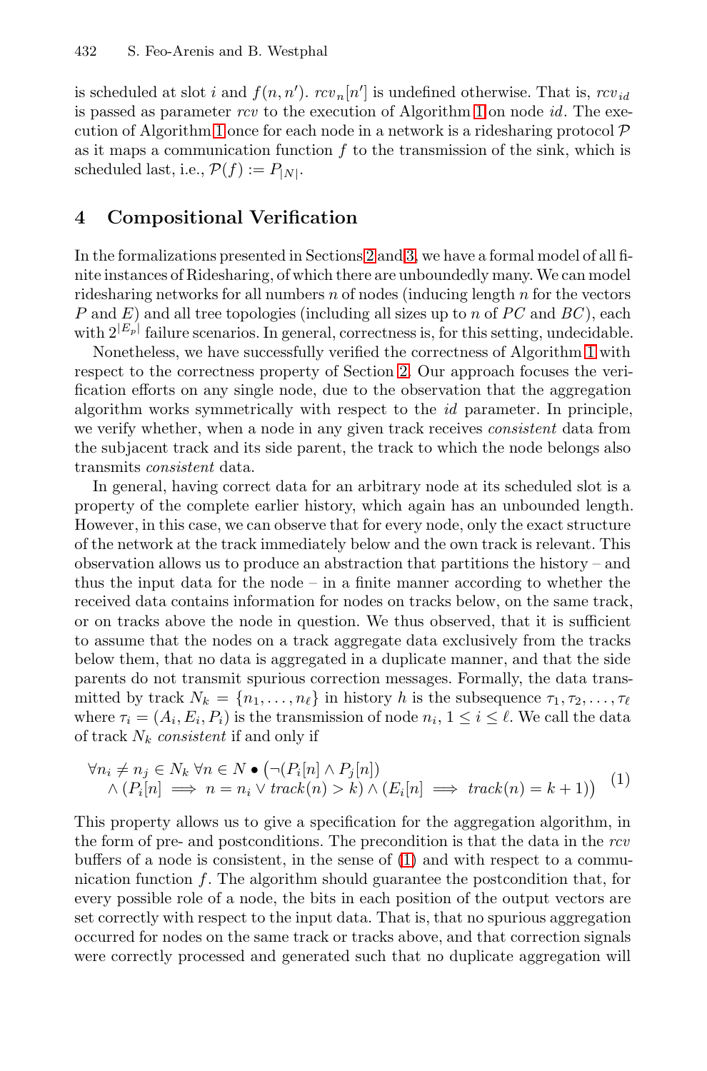is scheduled at slot $i$ and $f(n, n')$. $rcv_n[n']$ is undefined otherwise. That is, $rcv_{id}$ is passed as parameter $rcv$ to the execution of Algorithm 1 on node $id$. The execution of Algorithm 1 once for each node in a network is a ridesharing protocol $\mathcal{P}$ as it maps a communication function $f$ to the transmission of the sink, which is scheduled last, i.e., $\mathcal{P}(f) := P_{|N|}$.

## 4 Compositional Verification

In the formalizations presented in Sections 2 and 3, we have a formal model of all finite instances of Ridesharing, of which there are unboundedly many. We can model ridesharing networks for all numbers $n$ of nodes (inducing length $n$ for the vectors $P$ and $E$) and all tree topologies (including all sizes up to $n$ of $PC$ and $BC$), each with $2^{|E_p|}$ failure scenarios. In general, correctness is, for this setting, undecidable.

Nonetheless, we have successfully verified the correctness of Algorithm 1 with respect to the correctness property of Section 2. Our approach focuses the verification efforts on any single node, due to the observation that the aggregation algorithm works symmetrically with respect to the $id$ parameter. In principle, we verify whether, when a node in any given track receives *consistent* data from the subjacent track and its side parent, the track to which the node belongs also transmits *consistent* data.

In general, having correct data for an arbitrary node at its scheduled slot is a property of the complete earlier history, which again has an unbounded length. However, in this case, we can observe that for every node, only the exact structure of the network at the track immediately below and the own track is relevant. This observation allows us to produce an abstraction that partitions the history – and thus the input data for the node – in a finite manner according to whether the received data contains information for nodes on tracks below, on the same track, or on tracks above the node in question. We thus observed, that it is sufficient to assume that the nodes on a track aggregate data exclusively from the tracks below them, that no data is aggregated in a duplicate manner, and that the side parents do not transmit spurious correction messages. Formally, the data transmitted by track $N_k = \{n_1, \ldots, n_\ell\}$ in history $h$ is the subsequence $\tau_1, \tau_2, \ldots, \tau_\ell$ where $\tau_i = (A_i, E_i, P_i)$ is the transmission of node $n_i$, $1 \leq i \leq \ell$. We call the data of track $N_k$ *consistent* if and only if

$$\begin{aligned} \forall n_i \neq n_j \in N_k \; \forall n \in N \bullet \big(&\neg(P_i[n] \wedge P_j[n]) \\ &\wedge (P_i[n] \implies n = n_i \vee \mathit{track}(n) > k) \wedge (E_i[n] \implies \mathit{track}(n) = k+1)\big) \end{aligned} \tag{1}$$

This property allows us to give a specification for the aggregation algorithm, in the form of pre- and postconditions. The precondition is that the data in the $rcv$ buffers of a node is consistent, in the sense of (1) and with respect to a communication function $f$. The algorithm should guarantee the postcondition that, for every possible role of a node, the bits in each position of the output vectors are set correctly with respect to the input data. That is, that no spurious aggregation occurred for nodes on the same track or tracks above, and that correction signals were correctly processed and generated such that no duplicate aggregation will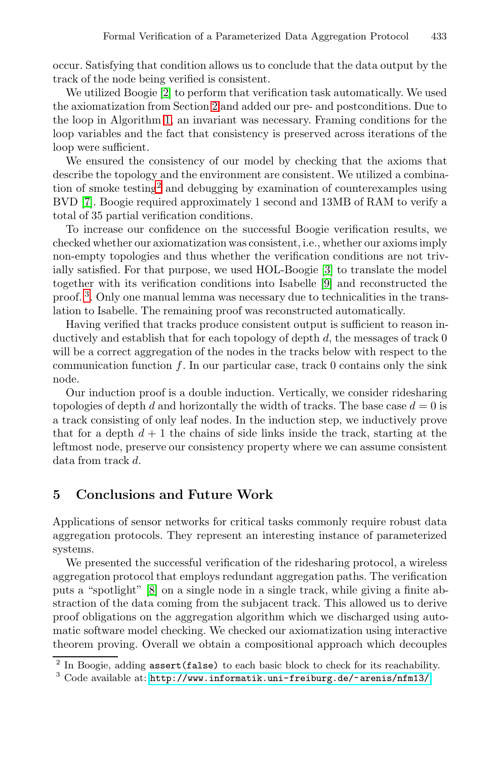occur. Satisfying that condition allows us to conclude that the data output by the track of the node being verified is consistent.

We utilized Boogie [2] to perform that verification task automatically. We used the axiomatization from Section 2 and added our pre- and postconditions. Due to the loop in Algorithm 1, an invariant was necessary. Framing conditions for the loop variables and the fact that consistency is preserved across iterations of the loop were sufficient.

We ensured the consistency of our model by checking that the axioms that describe the topology and the environment are consistent. We utilized a combination of smoke testing[2] and debugging by examination of counterexamples using BVD [7]. Boogie required approximately 1 second and 13MB of RAM to verify a total of 35 partial verification conditions.

To increase our confidence on the successful Boogie verification results, we checked whether our axiomatization was consistent, i.e., whether our axioms imply non-empty topologies and thus whether the verification conditions are not trivially satisfied. For that purpose, we used HOL-Boogie [3] to translate the model together with its verification conditions into Isabelle [9] and reconstructed the proof. [3]. Only one manual lemma was necessary due to technicalities in the translation to Isabelle. The remaining proof was reconstructed automatically.

Having verified that tracks produce consistent output is sufficient to reason inductively and establish that for each topology of depth $d$, the messages of track 0 will be a correct aggregation of the nodes in the tracks below with respect to the communication function $f$. In our particular case, track 0 contains only the sink node.

Our induction proof is a double induction. Vertically, we consider ridesharing topologies of depth $d$ and horizontally the width of tracks. The base case $d = 0$ is a track consisting of only leaf nodes. In the induction step, we inductively prove that for a depth $d + 1$ the chains of side links inside the track, starting at the leftmost node, preserve our consistency property where we can assume consistent data from track $d$.

## 5 Conclusions and Future Work

Applications of sensor networks for critical tasks commonly require robust data aggregation protocols. They represent an interesting instance of parameterized systems.

We presented the successful verification of the ridesharing protocol, a wireless aggregation protocol that employs redundant aggregation paths. The verification puts a "spotlight" [8] on a single node in a single track, while giving a finite abstraction of the data coming from the subjacent track. This allowed us to derive proof obligations on the aggregation algorithm which we discharged using automatic software model checking. We checked our axiomatization using interactive theorem proving. Overall we obtain a compositional approach which decouples

[2] In Boogie, adding `assert(false)` to each basic block to check for its reachability.

[3] Code available at: http://www.informatik.uni-freiburg.de/~arenis/nfm13/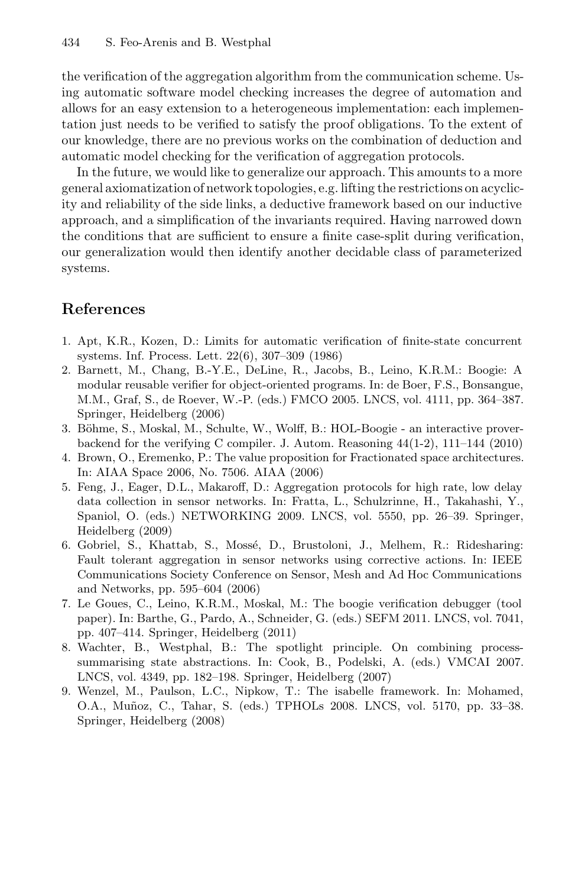the verification of the aggregation algorithm from the communication scheme. Using automatic software model checking increases the degree of automation and allows for an easy extension to a heterogeneous implementation: each implementation just needs to be verified to satisfy the proof obligations. To the extent of our knowledge, there are no previous works on the combination of deduction and automatic model checking for the verification of aggregation protocols.

In the future, we would like to generalize our approach. This amounts to a more general axiomatization of network topologies, e.g. lifting the restrictions on acyclicity and reliability of the side links, a deductive framework based on our inductive approach, and a simplification of the invariants required. Having narrowed down the conditions that are sufficient to ensure a finite case-split during verification, our generalization would then identify another decidable class of parameterized systems.

## References

1. Apt, K.R., Kozen, D.: Limits for automatic verification of finite-state concurrent systems. Inf. Process. Lett. 22(6), 307–309 (1986)
2. Barnett, M., Chang, B.-Y.E., DeLine, R., Jacobs, B., Leino, K.R.M.: Boogie: A modular reusable verifier for object-oriented programs. In: de Boer, F.S., Bonsangue, M.M., Graf, S., de Roever, W.-P. (eds.) FMCO 2005. LNCS, vol. 4111, pp. 364–387. Springer, Heidelberg (2006)
3. Böhme, S., Moskal, M., Schulte, W., Wolff, B.: HOL-Boogie - an interactive prover-backend for the verifying C compiler. J. Autom. Reasoning 44(1-2), 111–144 (2010)
4. Brown, O., Eremenko, P.: The value proposition for Fractionated space architectures. In: AIAA Space 2006, No. 7506. AIAA (2006)
5. Feng, J., Eager, D.L., Makaroff, D.: Aggregation protocols for high rate, low delay data collection in sensor networks. In: Fratta, L., Schulzrinne, H., Takahashi, Y., Spaniol, O. (eds.) NETWORKING 2009. LNCS, vol. 5550, pp. 26–39. Springer, Heidelberg (2009)
6. Gobriel, S., Khattab, S., Mossé, D., Brustoloni, J., Melhem, R.: Ridesharing: Fault tolerant aggregation in sensor networks using corrective actions. In: IEEE Communications Society Conference on Sensor, Mesh and Ad Hoc Communications and Networks, pp. 595–604 (2006)
7. Le Goues, C., Leino, K.R.M., Moskal, M.: The boogie verification debugger (tool paper). In: Barthe, G., Pardo, A., Schneider, G. (eds.) SEFM 2011. LNCS, vol. 7041, pp. 407–414. Springer, Heidelberg (2011)
8. Wachter, B., Westphal, B.: The spotlight principle. On combining process-summarising state abstractions. In: Cook, B., Podelski, A. (eds.) VMCAI 2007. LNCS, vol. 4349, pp. 182–198. Springer, Heidelberg (2007)
9. Wenzel, M., Paulson, L.C., Nipkow, T.: The isabelle framework. In: Mohamed, O.A., Muñoz, C., Tahar, S. (eds.) TPHOLs 2008. LNCS, vol. 5170, pp. 33–38. Springer, Heidelberg (2008)